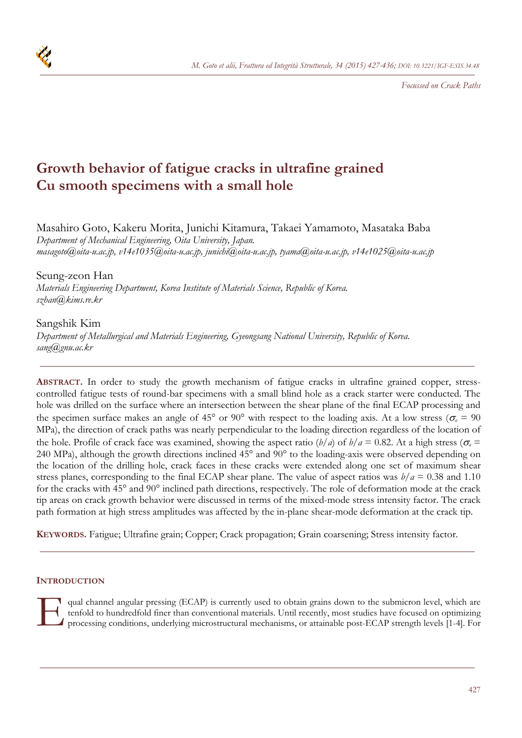*Focussed on Crack Paths*

# Growth behavior of fatigue cracks in ultrafine grained Cu smooth specimens with a small hole

Masahiro Goto, Kakeru Morita, Junichi Kitamura, Takaei Yamamoto, Masataka Baba
*Department of Mechanical Engineering, Oita University, Japan.*
*masagoto@oita-u.ac.jp, v14e1035@oita-u.ac.jp, junichi@oita-u.ac.jp, tyama@oita-u.ac.jp, v14e1025@oita-u.ac.jp*

Seung-zeon Han
*Materials Engineering Department, Korea Institute of Materials Science, Republic of Korea.*
*szhan@kims.re.kr*

Sangshik Kim
*Department of Metallurgical and Materials Engineering, Gyeongsang National University, Republic of Korea.*
*sang@gnu.ac.kr*

**ABSTRACT.** In order to study the growth mechanism of fatigue cracks in ultrafine grained copper, stress-controlled fatigue tests of round-bar specimens with a small blind hole as a crack starter were conducted. The hole was drilled on the surface where an intersection between the shear plane of the final ECAP processing and the specimen surface makes an angle of 45° or 90° with respect to the loading axis. At a low stress ($\sigma_a$ = 90 MPa), the direction of crack paths was nearly perpendicular to the loading direction regardless of the location of the hole. Profile of crack face was examined, showing the aspect ratio ($b/a$) of $b/a$ = 0.82. At a high stress ($\sigma_a$ = 240 MPa), although the growth directions inclined 45° and 90° to the loading-axis were observed depending on the location of the drilling hole, crack faces in these cracks were extended along one set of maximum shear stress planes, corresponding to the final ECAP shear plane. The value of aspect ratios was $b/a$ = 0.38 and 1.10 for the cracks with 45° and 90° inclined path directions, respectively. The role of deformation mode at the crack tip areas on crack growth behavior were discussed in terms of the mixed-mode stress intensity factor. The crack path formation at high stress amplitudes was affected by the in-plane shear-mode deformation at the crack tip.

**KEYWORDS.** Fatigue; Ultrafine grain; Copper; Crack propagation; Grain coarsening; Stress intensity factor.

## INTRODUCTION

Equal channel angular pressing (ECAP) is currently used to obtain grains down to the submicron level, which are tenfold to hundredfold finer than conventional materials. Until recently, most studies have focused on optimizing processing conditions, underlying microstructural mechanisms, or attainable post-ECAP strength levels [1-4]. For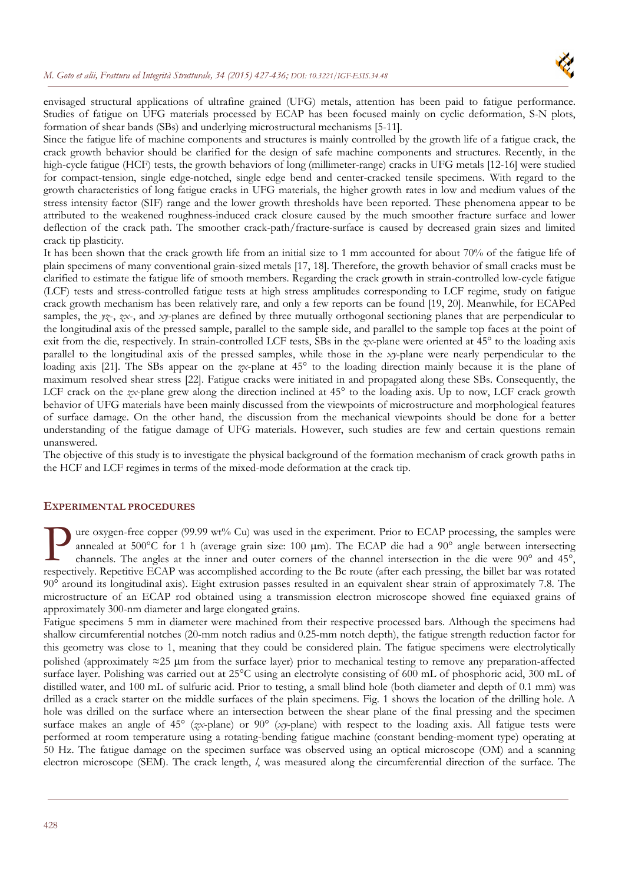envisaged structural applications of ultrafine grained (UFG) metals, attention has been paid to fatigue performance. Studies of fatigue on UFG materials processed by ECAP has been focused mainly on cyclic deformation, S-N plots, formation of shear bands (SBs) and underlying microstructural mechanisms [5-11].

Since the fatigue life of machine components and structures is mainly controlled by the growth life of a fatigue crack, the crack growth behavior should be clarified for the design of safe machine components and structures. Recently, in the high-cycle fatigue (HCF) tests, the growth behaviors of long (millimeter-range) cracks in UFG metals [12-16] were studied for compact-tension, single edge-notched, single edge bend and center-cracked tensile specimens. With regard to the growth characteristics of long fatigue cracks in UFG materials, the higher growth rates in low and medium values of the stress intensity factor (SIF) range and the lower growth thresholds have been reported. These phenomena appear to be attributed to the weakened roughness-induced crack closure caused by the much smoother fracture surface and lower deflection of the crack path. The smoother crack-path/fracture-surface is caused by decreased grain sizes and limited crack tip plasticity.

It has been shown that the crack growth life from an initial size to 1 mm accounted for about 70% of the fatigue life of plain specimens of many conventional grain-sized metals [17, 18]. Therefore, the growth behavior of small cracks must be clarified to estimate the fatigue life of smooth members. Regarding the crack growth in strain-controlled low-cycle fatigue (LCF) tests and stress-controlled fatigue tests at high stress amplitudes corresponding to LCF regime, study on fatigue crack growth mechanism has been relatively rare, and only a few reports can be found [19, 20]. Meanwhile, for ECAPed samples, the *yz*-, *zx*-, and *xy*-planes are defined by three mutually orthogonal sectioning planes that are perpendicular to the longitudinal axis of the pressed sample, parallel to the sample side, and parallel to the sample top faces at the point of exit from the die, respectively. In strain-controlled LCF tests, SBs in the *zx*-plane were oriented at 45° to the loading axis parallel to the longitudinal axis of the pressed samples, while those in the *xy*-plane were nearly perpendicular to the loading axis [21]. The SBs appear on the *zx*-plane at 45° to the loading direction mainly because it is the plane of maximum resolved shear stress [22]. Fatigue cracks were initiated in and propagated along these SBs. Consequently, the LCF crack on the *zx*-plane grew along the direction inclined at 45° to the loading axis. Up to now, LCF crack growth behavior of UFG materials have been mainly discussed from the viewpoints of microstructure and morphological features of surface damage. On the other hand, the discussion from the mechanical viewpoints should be done for a better understanding of the fatigue damage of UFG materials. However, such studies are few and certain questions remain unanswered.

The objective of this study is to investigate the physical background of the formation mechanism of crack growth paths in the HCF and LCF regimes in terms of the mixed-mode deformation at the crack tip.

## EXPERIMENTAL PROCEDURES

Pure oxygen-free copper (99.99 wt% Cu) was used in the experiment. Prior to ECAP processing, the samples were annealed at 500°C for 1 h (average grain size: 100 μm). The ECAP die had a 90° angle between intersecting channels. The angles at the inner and outer corners of the channel intersection in the die were 90° and 45°, respectively. Repetitive ECAP was accomplished according to the Bc route (after each pressing, the billet bar was rotated 90° around its longitudinal axis). Eight extrusion passes resulted in an equivalent shear strain of approximately 7.8. The microstructure of an ECAP rod obtained using a transmission electron microscope showed fine equiaxed grains of approximately 300-nm diameter and large elongated grains.

Fatigue specimens 5 mm in diameter were machined from their respective processed bars. Although the specimens had shallow circumferential notches (20-mm notch radius and 0.25-mm notch depth), the fatigue strength reduction factor for this geometry was close to 1, meaning that they could be considered plain. The fatigue specimens were electrolytically polished (approximately ≈25 μm from the surface layer) prior to mechanical testing to remove any preparation-affected surface layer. Polishing was carried out at 25°C using an electrolyte consisting of 600 mL of phosphoric acid, 300 mL of distilled water, and 100 mL of sulfuric acid. Prior to testing, a small blind hole (both diameter and depth of 0.1 mm) was drilled as a crack starter on the middle surfaces of the plain specimens. Fig. 1 shows the location of the drilling hole. A hole was drilled on the surface where an intersection between the shear plane of the final pressing and the specimen surface makes an angle of 45° (*zx*-plane) or 90° (*xy*-plane) with respect to the loading axis. All fatigue tests were performed at room temperature using a rotating-bending fatigue machine (constant bending-moment type) operating at 50 Hz. The fatigue damage on the specimen surface was observed using an optical microscope (OM) and a scanning electron microscope (SEM). The crack length, *l*, was measured along the circumferential direction of the surface. The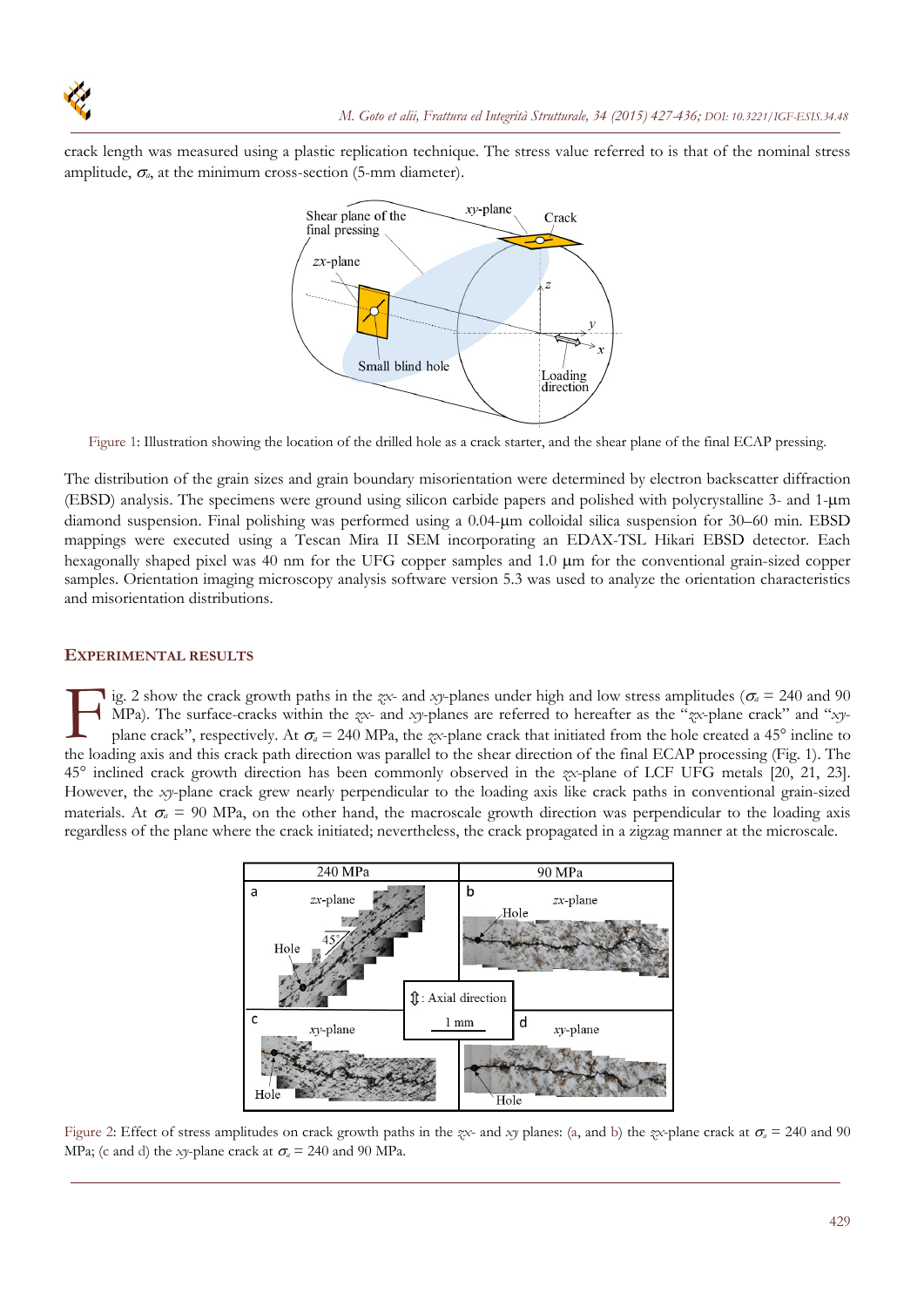crack length was measured using a plastic replication technique. The stress value referred to is that of the nominal stress amplitude, $\sigma_a$, at the minimum cross-section (5-mm diameter).

Figure 1: Illustration showing the location of the drilled hole as a crack starter, and the shear plane of the final ECAP pressing.

The distribution of the grain sizes and grain boundary misorientation were determined by electron backscatter diffraction (EBSD) analysis. The specimens were ground using silicon carbide papers and polished with polycrystalline 3- and 1-μm diamond suspension. Final polishing was performed using a 0.04-μm colloidal silica suspension for 30–60 min. EBSD mappings were executed using a Tescan Mira II SEM incorporating an EDAX-TSL Hikari EBSD detector. Each hexagonally shaped pixel was 40 nm for the UFG copper samples and 1.0 μm for the conventional grain-sized copper samples. Orientation imaging microscopy analysis software version 5.3 was used to analyze the orientation characteristics and misorientation distributions.

## EXPERIMENTAL RESULTS

Fig. 2 show the crack growth paths in the *zx*- and *xy*-planes under high and low stress amplitudes ($\sigma_a$ = 240 and 90 MPa). The surface-cracks within the *zx*- and *xy*-planes are referred to hereafter as the "*zx*-plane crack" and "*xy*-plane crack", respectively. At $\sigma_a$ = 240 MPa, the *zx*-plane crack that initiated from the hole created a 45° incline to the loading axis and this crack path direction was parallel to the shear direction of the final ECAP processing (Fig. 1). The 45° inclined crack growth direction has been commonly observed in the *zx*-plane of LCF UFG metals [20, 21, 23]. However, the *xy*-plane crack grew nearly perpendicular to the loading axis like crack paths in conventional grain-sized materials. At $\sigma_a$ = 90 MPa, on the other hand, the macroscale growth direction was perpendicular to the loading axis regardless of the plane where the crack initiated; nevertheless, the crack propagated in a zigzag manner at the microscale.

Figure 2: Effect of stress amplitudes on crack growth paths in the *zx*- and *xy* planes: (a, and b) the *zx*-plane crack at $\sigma_a$ = 240 and 90 MPa; (c and d) the *xy*-plane crack at $\sigma_a$ = 240 and 90 MPa.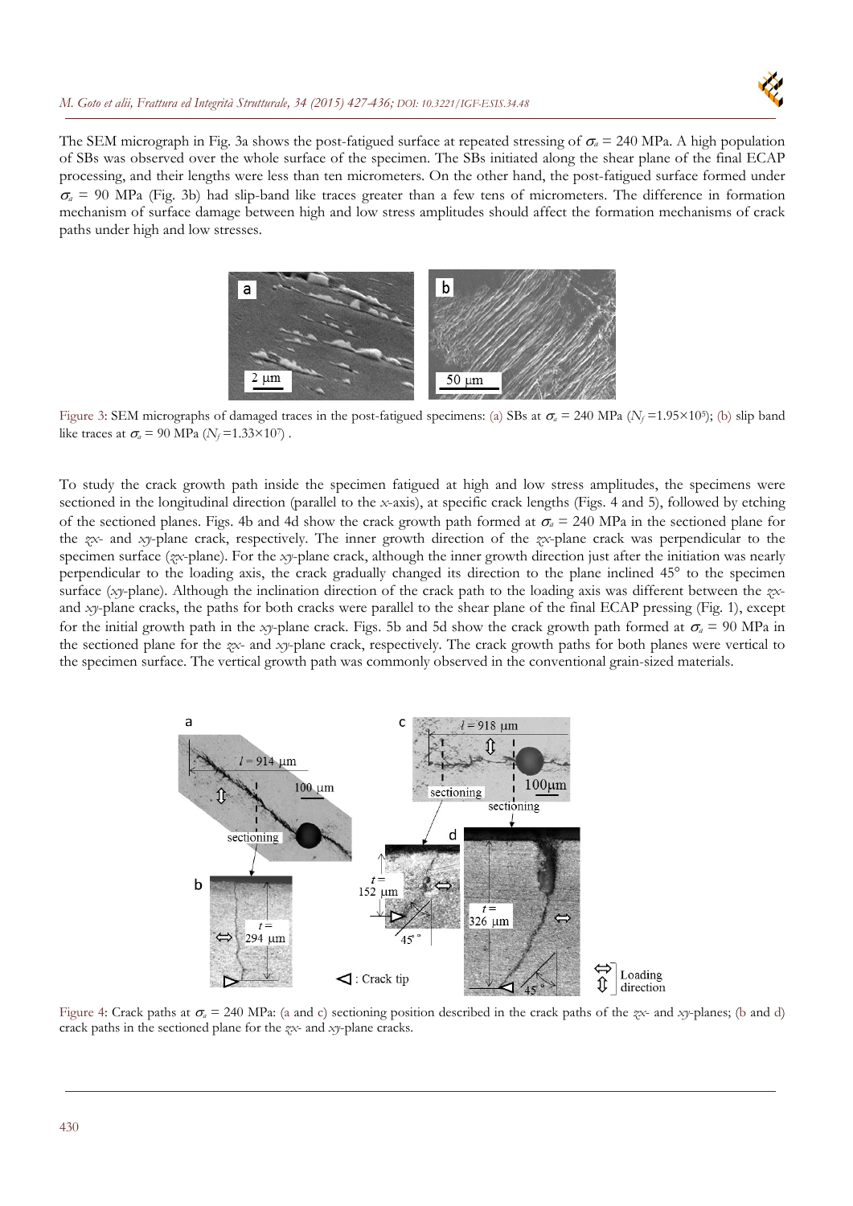The SEM micrograph in Fig. 3a shows the post-fatigued surface at repeated stressing of $\sigma_a$ = 240 MPa. A high population of SBs was observed over the whole surface of the specimen. The SBs initiated along the shear plane of the final ECAP processing, and their lengths were less than ten micrometers. On the other hand, the post-fatigued surface formed under $\sigma_a$ = 90 MPa (Fig. 3b) had slip-band like traces greater than a few tens of micrometers. The difference in formation mechanism of surface damage between high and low stress amplitudes should affect the formation mechanisms of crack paths under high and low stresses.

Figure 3: SEM micrographs of damaged traces in the post-fatigued specimens: (a) SBs at $\sigma_a$ = 240 MPa ($N_f$ =1.95×10$^5$); (b) slip band like traces at $\sigma_a$ = 90 MPa ($N_f$ =1.33×10$^7$) .

To study the crack growth path inside the specimen fatigued at high and low stress amplitudes, the specimens were sectioned in the longitudinal direction (parallel to the *x*-axis), at specific crack lengths (Figs. 4 and 5), followed by etching of the sectioned planes. Figs. 4b and 4d show the crack growth path formed at $\sigma_a$ = 240 MPa in the sectioned plane for the *zx*- and *xy*-plane crack, respectively. The inner growth direction of the *zx*-plane crack was perpendicular to the specimen surface (*zx*-plane). For the *xy*-plane crack, although the inner growth direction just after the initiation was nearly perpendicular to the loading axis, the crack gradually changed its direction to the plane inclined 45° to the specimen surface (*xy*-plane). Although the inclination direction of the crack path to the loading axis was different between the *zx*- and *xy*-plane cracks, the paths for both cracks were parallel to the shear plane of the final ECAP pressing (Fig. 1), except for the initial growth path in the *xy*-plane crack. Figs. 5b and 5d show the crack growth path formed at $\sigma_a$ = 90 MPa in the sectioned plane for the *zx*- and *xy*-plane crack, respectively. The crack growth paths for both planes were vertical to the specimen surface. The vertical growth path was commonly observed in the conventional grain-sized materials.

Figure 4: Crack paths at $\sigma_a$ = 240 MPa: (a and c) sectioning position described in the crack paths of the *zx*- and *xy*-planes; (b and d) crack paths in the sectioned plane for the *zx*- and *xy*-plane cracks.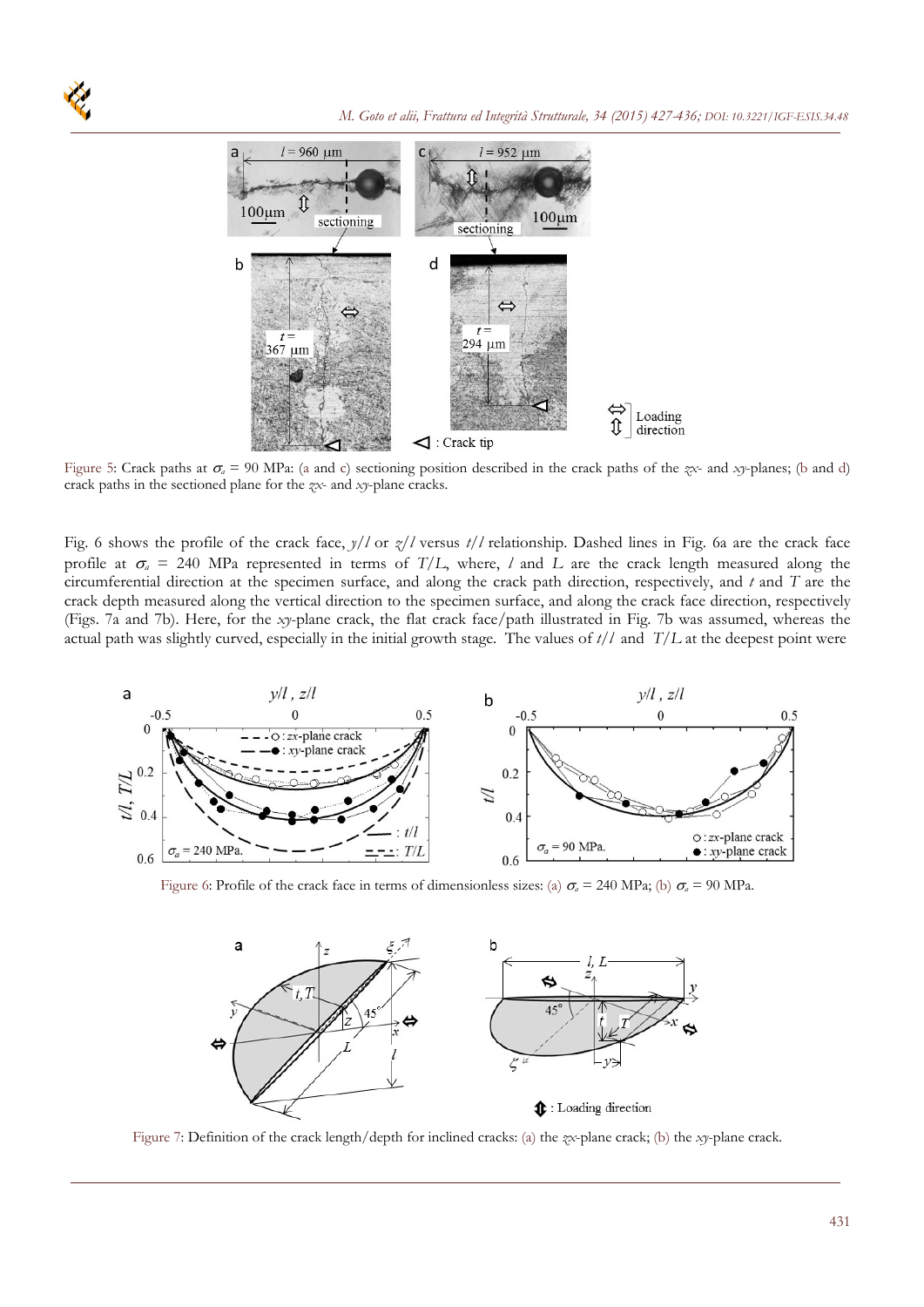Figure 5: Crack paths at $\sigma_a$ = 90 MPa: (a and c) sectioning position described in the crack paths of the *zx*- and *xy*-planes; (b and d) crack paths in the sectioned plane for the *zx*- and *xy*-plane cracks.

Fig. 6 shows the profile of the crack face, $y/l$ or $z/l$ versus $t/l$ relationship. Dashed lines in Fig. 6a are the crack face profile at $\sigma_a$ = 240 MPa represented in terms of $T/L$, where, $l$ and $L$ are the crack length measured along the circumferential direction at the specimen surface, and along the crack path direction, respectively, and $t$ and $T$ are the crack depth measured along the vertical direction to the specimen surface, and along the crack face direction, respectively (Figs. 7a and 7b). Here, for the *xy*-plane crack, the flat crack face/path illustrated in Fig. 7b was assumed, whereas the actual path was slightly curved, especially in the initial growth stage. The values of $t/l$ and $T/L$ at the deepest point were

Figure 6: Profile of the crack face in terms of dimensionless sizes: (a) $\sigma_a$ = 240 MPa; (b) $\sigma_a$ = 90 MPa.

Figure 7: Definition of the crack length/depth for inclined cracks: (a) the *zx*-plane crack; (b) the *xy*-plane crack.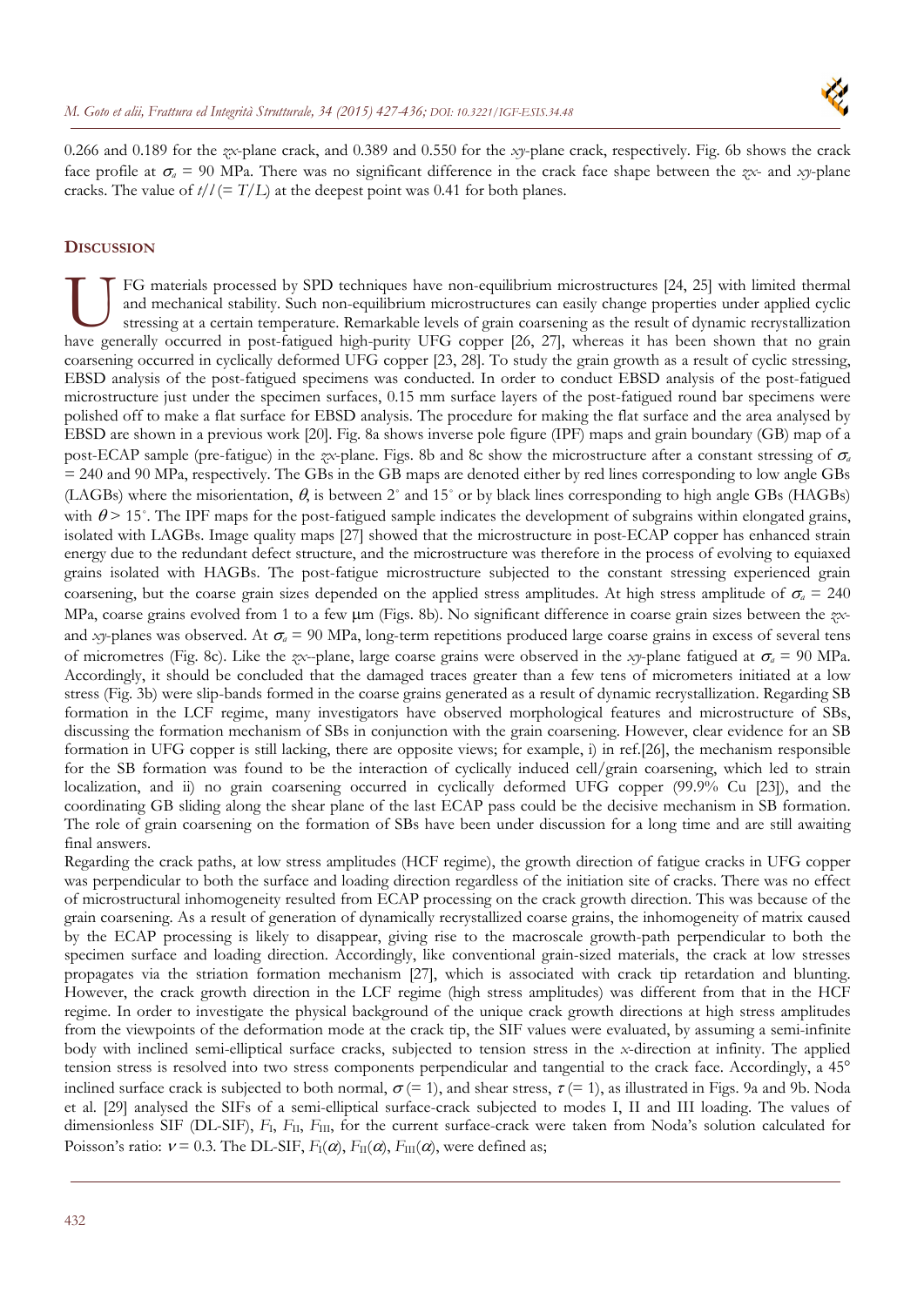0.266 and 0.189 for the *zx*-plane crack, and 0.389 and 0.550 for the *xy*-plane crack, respectively. Fig. 6b shows the crack face profile at $\sigma_a$ = 90 MPa. There was no significant difference in the crack face shape between the *zx*- and *xy*-plane cracks. The value of $t/l$ (= $T/L$) at the deepest point was 0.41 for both planes.

## DISCUSSION

UFG materials processed by SPD techniques have non-equilibrium microstructures [24, 25] with limited thermal and mechanical stability. Such non-equilibrium microstructures can easily change properties under applied cyclic stressing at a certain temperature. Remarkable levels of grain coarsening as the result of dynamic recrystallization have generally occurred in post-fatigued high-purity UFG copper [26, 27], whereas it has been shown that no grain coarsening occurred in cyclically deformed UFG copper [23, 28]. To study the grain growth as a result of cyclic stressing, EBSD analysis of the post-fatigued specimens was conducted. In order to conduct EBSD analysis of the post-fatigued microstructure just under the specimen surfaces, 0.15 mm surface layers of the post-fatigued round bar specimens were polished off to make a flat surface for EBSD analysis. The procedure for making the flat surface and the area analysed by EBSD are shown in a previous work [20]. Fig. 8a shows inverse pole figure (IPF) maps and grain boundary (GB) map of a post-ECAP sample (pre-fatigue) in the *zx*-plane. Figs. 8b and 8c show the microstructure after a constant stressing of $\sigma_a$ = 240 and 90 MPa, respectively. The GBs in the GB maps are denoted either by red lines corresponding to low angle GBs (LAGBs) where the misorientation, $\theta$, is between 2° and 15° or by black lines corresponding to high angle GBs (HAGBs) with $\theta$ > 15°. The IPF maps for the post-fatigued sample indicates the development of subgrains within elongated grains, isolated with LAGBs. Image quality maps [27] showed that the microstructure in post-ECAP copper has enhanced strain energy due to the redundant defect structure, and the microstructure was therefore in the process of evolving to equiaxed grains isolated with HAGBs. The post-fatigue microstructure subjected to the constant stressing experienced grain coarsening, but the coarse grain sizes depended on the applied stress amplitudes. At high stress amplitude of $\sigma_a$ = 240 MPa, coarse grains evolved from 1 to a few μm (Figs. 8b). No significant difference in coarse grain sizes between the *zx*- and *xy*-planes was observed. At $\sigma_a$ = 90 MPa, long-term repetitions produced large coarse grains in excess of several tens of micrometres (Fig. 8c). Like the *zx*--plane, large coarse grains were observed in the *xy*-plane fatigued at $\sigma_a$ = 90 MPa. Accordingly, it should be concluded that the damaged traces greater than a few tens of micrometers initiated at a low stress (Fig. 3b) were slip-bands formed in the coarse grains generated as a result of dynamic recrystallization. Regarding SB formation in the LCF regime, many investigators have observed morphological features and microstructure of SBs, discussing the formation mechanism of SBs in conjunction with the grain coarsening. However, clear evidence for an SB formation in UFG copper is still lacking, there are opposite views; for example, i) in ref.[26], the mechanism responsible for the SB formation was found to be the interaction of cyclically induced cell/grain coarsening, which led to strain localization, and ii) no grain coarsening occurred in cyclically deformed UFG copper (99.9% Cu [23]), and the coordinating GB sliding along the shear plane of the last ECAP pass could be the decisive mechanism in SB formation. The role of grain coarsening on the formation of SBs have been under discussion for a long time and are still awaiting final answers.

Regarding the crack paths, at low stress amplitudes (HCF regime), the growth direction of fatigue cracks in UFG copper was perpendicular to both the surface and loading direction regardless of the initiation site of cracks. There was no effect of microstructural inhomogeneity resulted from ECAP processing on the crack growth direction. This was because of the grain coarsening. As a result of generation of dynamically recrystallized coarse grains, the inhomogeneity of matrix caused by the ECAP processing is likely to disappear, giving rise to the macroscale growth-path perpendicular to both the specimen surface and loading direction. Accordingly, like conventional grain-sized materials, the crack at low stresses propagates via the striation formation mechanism [27], which is associated with crack tip retardation and blunting. However, the crack growth direction in the LCF regime (high stress amplitudes) was different from that in the HCF regime. In order to investigate the physical background of the unique crack growth directions at high stress amplitudes from the viewpoints of the deformation mode at the crack tip, the SIF values were evaluated, by assuming a semi-infinite body with inclined semi-elliptical surface cracks, subjected to tension stress in the *x*-direction at infinity. The applied tension stress is resolved into two stress components perpendicular and tangential to the crack face. Accordingly, a 45° inclined surface crack is subjected to both normal, $\sigma$ (= 1), and shear stress, $\tau$ (= 1), as illustrated in Figs. 9a and 9b. Noda et al. [29] analysed the SIFs of a semi-elliptical surface-crack subjected to modes I, II and III loading. The values of dimensionless SIF (DL-SIF), $F_{\mathrm{I}}$, $F_{\mathrm{II}}$, $F_{\mathrm{III}}$, for the current surface-crack were taken from Noda's solution calculated for Poisson's ratio: $\nu$ = 0.3. The DL-SIF, $F_{\mathrm{I}}(\alpha)$, $F_{\mathrm{II}}(\alpha)$, $F_{\mathrm{III}}(\alpha)$, were defined as;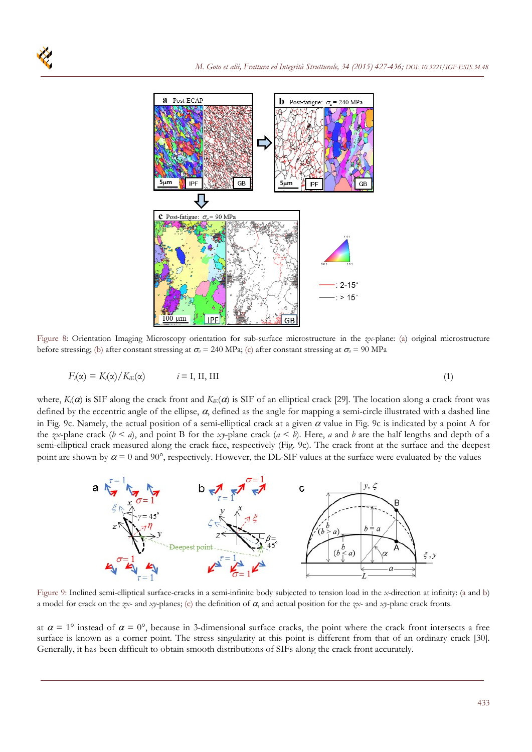Figure 8: Orientation Imaging Microscopy orientation for sub-surface microstructure in the *zx*-plane: (a) original microstructure before stressing; (b) after constant stressing at $\sigma_a$ = 240 MPa; (c) after constant stressing at $\sigma_a$ = 90 MPa

$$F_i(\alpha) = K_i(\alpha)/K_E(\alpha) \qquad i = \text{I, II, III} \tag{1}$$

where, $K_i(\alpha)$ is SIF along the crack front and $K_E(\alpha)$ is SIF of an elliptical crack [29]. The location along a crack front was defined by the eccentric angle of the ellipse, $\alpha$, defined as the angle for mapping a semi-circle illustrated with a dashed line in Fig. 9c. Namely, the actual position of a semi-elliptical crack at a given $\alpha$ value in Fig. 9c is indicated by a point A for the *zx*-plane crack ($b < a$), and point B for the *xy*-plane crack ($a < b$). Here, $a$ and $b$ are the half lengths and depth of a semi-elliptical crack measured along the crack face, respectively (Fig. 9c). The crack front at the surface and the deepest point are shown by $\alpha$ = 0 and 90°, respectively. However, the DL-SIF values at the surface were evaluated by the values

Figure 9: Inclined semi-elliptical surface-cracks in a semi-infinite body subjected to tension load in the *x*-direction at infinity: (a and b) a model for crack on the *zx*- and *xy*-planes; (c) the definition of $\alpha$, and actual position for the *zx*- and *xy*-plane crack fronts.

at $\alpha$ = 1° instead of $\alpha$ = 0°, because in 3-dimensional surface cracks, the point where the crack front intersects a free surface is known as a corner point. The stress singularity at this point is different from that of an ordinary crack [30]. Generally, it has been difficult to obtain smooth distributions of SIFs along the crack front accurately.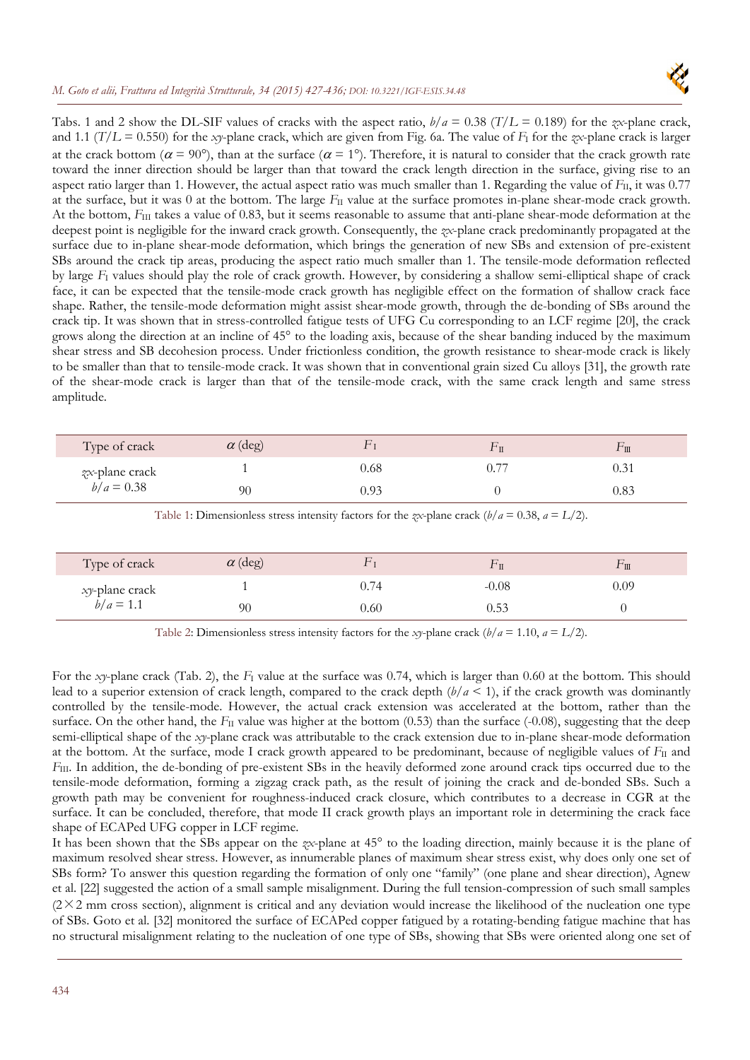Tabs. 1 and 2 show the DL-SIF values of cracks with the aspect ratio, $b/a = 0.38$ ($T/L = 0.189$) for the *zx*-plane crack, and 1.1 ($T/L = 0.550$) for the *xy*-plane crack, which are given from Fig. 6a. The value of $F_I$ for the *zx*-plane crack is larger at the crack bottom ($\alpha = 90°$), than at the surface ($\alpha = 1°$). Therefore, it is natural to consider that the crack growth rate toward the inner direction should be larger than that toward the crack length direction in the surface, giving rise to an aspect ratio larger than 1. However, the actual aspect ratio was much smaller than 1. Regarding the value of $F_{II}$, it was 0.77 at the surface, but it was 0 at the bottom. The large $F_{II}$ value at the surface promotes in-plane shear-mode crack growth. At the bottom, $F_{III}$ takes a value of 0.83, but it seems reasonable to assume that anti-plane shear-mode deformation at the deepest point is negligible for the inward crack growth. Consequently, the *zx*-plane crack predominantly propagated at the surface due to in-plane shear-mode deformation, which brings the generation of new SBs and extension of pre-existent SBs around the crack tip areas, producing the aspect ratio much smaller than 1. The tensile-mode deformation reflected by large $F_I$ values should play the role of crack growth. However, by considering a shallow semi-elliptical shape of crack face, it can be expected that the tensile-mode crack growth has negligible effect on the formation of shallow crack face shape. Rather, the tensile-mode deformation might assist shear-mode growth, through the de-bonding of SBs around the crack tip. It was shown that in stress-controlled fatigue tests of UFG Cu corresponding to an LCF regime [20], the crack grows along the direction at an incline of 45° to the loading axis, because of the shear banding induced by the maximum shear stress and SB decohesion process. Under frictionless condition, the growth resistance to shear-mode crack is likely to be smaller than that to tensile-mode crack. It was shown that in conventional grain sized Cu alloys [31], the growth rate of the shear-mode crack is larger than that of the tensile-mode crack, with the same crack length and same stress amplitude.

| Type of crack | $\alpha$ (deg) | $F_I$ | $F_{II}$ | $F_{III}$ |
|---|---|---|---|---|
| *zx*-plane crack | 1 | 0.68 | 0.77 | 0.31 |
| $b/a = 0.38$ | 90 | 0.93 | 0 | 0.83 |

Table 1: Dimensionless stress intensity factors for the *zx*-plane crack ($b/a = 0.38$, $a = L/2$).

| Type of crack | $\alpha$ (deg) | $F_I$ | $F_{II}$ | $F_{III}$ |
|---|---|---|---|---|
| *xy*-plane crack | 1 | 0.74 | -0.08 | 0.09 |
| $b/a = 1.1$ | 90 | 0.60 | 0.53 | 0 |

Table 2: Dimensionless stress intensity factors for the *xy*-plane crack ($b/a = 1.10$, $a = L/2$).

For the *xy*-plane crack (Tab. 2), the $F_I$ value at the surface was 0.74, which is larger than 0.60 at the bottom. This should lead to a superior extension of crack length, compared to the crack depth ($b/a < 1$), if the crack growth was dominantly controlled by the tensile-mode. However, the actual crack extension was accelerated at the bottom, rather than the surface. On the other hand, the $F_{II}$ value was higher at the bottom (0.53) than the surface (-0.08), suggesting that the deep semi-elliptical shape of the *xy*-plane crack was attributable to the crack extension due to in-plane shear-mode deformation at the bottom. At the surface, mode I crack growth appeared to be predominant, because of negligible values of $F_{II}$ and $F_{III}$. In addition, the de-bonding of pre-existent SBs in the heavily deformed zone around crack tips occurred due to the tensile-mode deformation, forming a zigzag crack path, as the result of joining the crack and de-bonded SBs. Such a growth path may be convenient for roughness-induced crack closure, which contributes to a decrease in CGR at the surface. It can be concluded, therefore, that mode II crack growth plays an important role in determining the crack face shape of ECAPed UFG copper in LCF regime.

It has been shown that the SBs appear on the *zx*-plane at 45° to the loading direction, mainly because it is the plane of maximum resolved shear stress. However, as innumerable planes of maximum shear stress exist, why does only one set of SBs form? To answer this question regarding the formation of only one "family" (one plane and shear direction), Agnew et al. [22] suggested the action of a small sample misalignment. During the full tension-compression of such small samples ($2 \times 2$ mm cross section), alignment is critical and any deviation would increase the likelihood of the nucleation one type of SBs. Goto et al. [32] monitored the surface of ECAPed copper fatigued by a rotating-bending fatigue machine that has no structural misalignment relating to the nucleation of one type of SBs, showing that SBs were oriented along one set of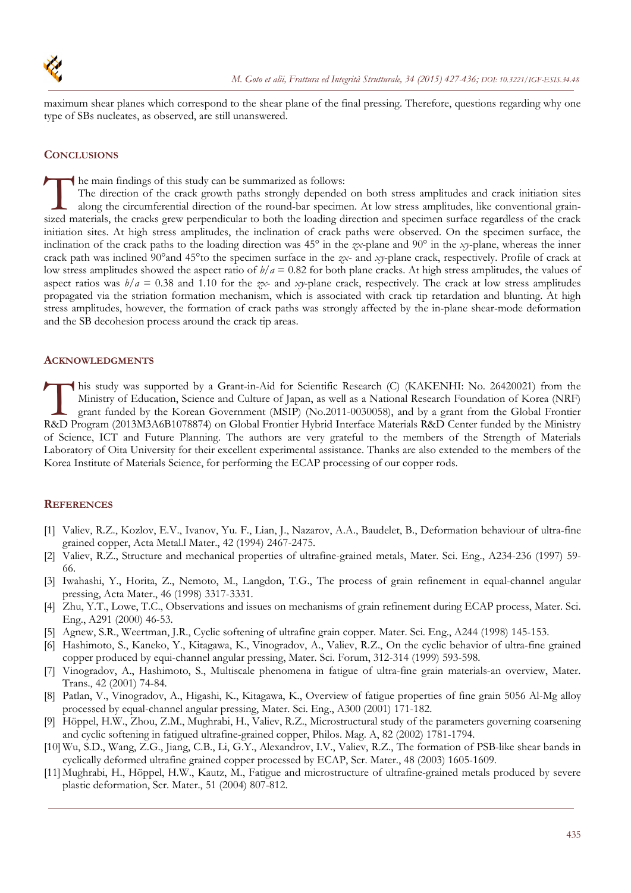maximum shear planes which correspond to the shear plane of the final pressing. Therefore, questions regarding why one type of SBs nucleates, as observed, are still unanswered.

## CONCLUSIONS

The main findings of this study can be summarized as follows:

The direction of the crack growth paths strongly depended on both stress amplitudes and crack initiation sites along the circumferential direction of the round-bar specimen. At low stress amplitudes, like conventional grain-sized materials, the cracks grew perpendicular to both the loading direction and specimen surface regardless of the crack initiation sites. At high stress amplitudes, the inclination of crack paths were observed. On the specimen surface, the inclination of the crack paths to the loading direction was 45° in the *zx*-plane and 90° in the *xy*-plane, whereas the inner crack path was inclined 90°and 45°to the specimen surface in the *zx*- and *xy*-plane crack, respectively. Profile of crack at low stress amplitudes showed the aspect ratio of $b/a = 0.82$ for both plane cracks. At high stress amplitudes, the values of aspect ratios was $b/a = 0.38$ and 1.10 for the *zx*- and *xy*-plane crack, respectively. The crack at low stress amplitudes propagated via the striation formation mechanism, which is associated with crack tip retardation and blunting. At high stress amplitudes, however, the formation of crack paths was strongly affected by the in-plane shear-mode deformation and the SB decohesion process around the crack tip areas.

## ACKNOWLEDGMENTS

This study was supported by a Grant-in-Aid for Scientific Research (C) (KAKENHI: No. 26420021) from the Ministry of Education, Science and Culture of Japan, as well as a National Research Foundation of Korea (NRF) grant funded by the Korean Government (MSIP) (No.2011-0030058), and by a grant from the Global Frontier R&D Program (2013M3A6B1078874) on Global Frontier Hybrid Interface Materials R&D Center funded by the Ministry of Science, ICT and Future Planning. The authors are very grateful to the members of the Strength of Materials Laboratory of Oita University for their excellent experimental assistance. Thanks are also extended to the members of the Korea Institute of Materials Science, for performing the ECAP processing of our copper rods.

## REFERENCES

[1] Valiev, R.Z., Kozlov, E.V., Ivanov, Yu. F., Lian, J., Nazarov, A.A., Baudelet, B., Deformation behaviour of ultra-fine grained copper, Acta Metal.l Mater., 42 (1994) 2467-2475.

[2] Valiev, R.Z., Structure and mechanical properties of ultrafine-grained metals, Mater. Sci. Eng., A234-236 (1997) 59-66.

[3] Iwahashi, Y., Horita, Z., Nemoto, M., Langdon, T.G., The process of grain refinement in equal-channel angular pressing, Acta Mater., 46 (1998) 3317-3331.

[4] Zhu, Y.T., Lowe, T.C., Observations and issues on mechanisms of grain refinement during ECAP process, Mater. Sci. Eng., A291 (2000) 46-53.

[5] Agnew, S.R., Weertman, J.R., Cyclic softening of ultrafine grain copper. Mater. Sci. Eng., A244 (1998) 145-153.

[6] Hashimoto, S., Kaneko, Y., Kitagawa, K., Vinogradov, A., Valiev, R.Z., On the cyclic behavior of ultra-fine grained copper produced by equi-channel angular pressing, Mater. Sci. Forum, 312-314 (1999) 593-598.

[7] Vinogradov, A., Hashimoto, S., Multiscale phenomena in fatigue of ultra-fine grain materials-an overview, Mater. Trans., 42 (2001) 74-84.

[8] Patlan, V., Vinogradov, A., Higashi, K., Kitagawa, K., Overview of fatigue properties of fine grain 5056 Al-Mg alloy processed by equal-channel angular pressing, Mater. Sci. Eng., A300 (2001) 171-182.

[9] Höppel, H.W., Zhou, Z.M., Mughrabi, H., Valiev, R.Z., Microstructural study of the parameters governing coarsening and cyclic softening in fatigued ultrafine-grained copper, Philos. Mag. A, 82 (2002) 1781-1794.

[10] Wu, S.D., Wang, Z.G., Jiang, C.B., Li, G.Y., Alexandrov, I.V., Valiev, R.Z., The formation of PSB-like shear bands in cyclically deformed ultrafine grained copper processed by ECAP, Scr. Mater., 48 (2003) 1605-1609.

[11] Mughrabi, H., Höppel, H.W., Kautz, M., Fatigue and microstructure of ultrafine-grained metals produced by severe plastic deformation, Scr. Mater., 51 (2004) 807-812.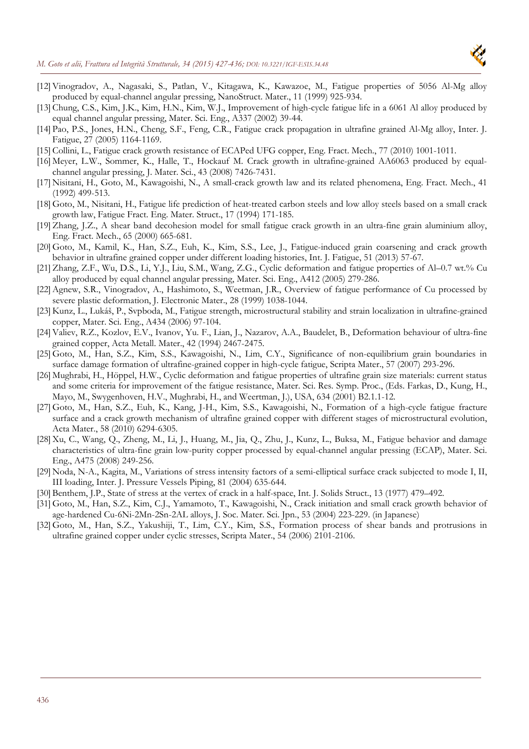[12] Vinogradov, A., Nagasaki, S., Patlan, V., Kitagawa, K., Kawazoe, M., Fatigue properties of 5056 Al-Mg alloy produced by equal-channel angular pressing, NanoStruct. Mater., 11 (1999) 925-934.

[13] Chung, C.S., Kim, J.K., Kim, H.N., Kim, W.J., Improvement of high-cycle fatigue life in a 6061 Al alloy produced by equal channel angular pressing, Mater. Sci. Eng., A337 (2002) 39-44.

[14] Pao, P.S., Jones, H.N., Cheng, S.F., Feng, C.R., Fatigue crack propagation in ultrafine grained Al-Mg alloy, Inter. J. Fatigue, 27 (2005) 1164-1169.

[15] Collini, L., Fatigue crack growth resistance of ECAPed UFG copper, Eng. Fract. Mech., 77 (2010) 1001-1011.

[16] Meyer, L.W., Sommer, K., Halle, T., Hockauf M. Crack growth in ultrafine-grained AA6063 produced by equal-channel angular pressing, J. Mater. Sci., 43 (2008) 7426-7431.

[17] Nisitani, H., Goto, M., Kawagoishi, N., A small-crack growth law and its related phenomena, Eng. Fract. Mech., 41 (1992) 499-513.

[18] Goto, M., Nisitani, H., Fatigue life prediction of heat-treated carbon steels and low alloy steels based on a small crack growth law, Fatigue Fract. Eng. Mater. Struct., 17 (1994) 171-185.

[19] Zhang, J.Z., A shear band decohesion model for small fatigue crack growth in an ultra-fine grain aluminium alloy, Eng. Fract. Mech., 65 (2000) 665-681.

[20] Goto, M., Kamil, K., Han, S.Z., Euh, K., Kim, S.S., Lee, J., Fatigue-induced grain coarsening and crack growth behavior in ultrafine grained copper under different loading histories, Int. J. Fatigue, 51 (2013) 57-67.

[21] Zhang, Z.F., Wu, D.S., Li, Y.J., Liu, S.M., Wang, Z.G., Cyclic deformation and fatigue properties of Al–0.7 wt.% Cu alloy produced by equal channel angular pressing, Mater. Sci. Eng., A412 (2005) 279-286.

[22] Agnew, S.R., Vinogradov, A., Hashimoto, S., Weetman, J.R., Overview of fatigue performance of Cu processed by severe plastic deformation, J. Electronic Mater., 28 (1999) 1038-1044.

[23] Kunz, L., Lukáš, P., Svpboda, M., Fatigue strength, microstructural stability and strain localization in ultrafine-grained copper, Mater. Sci. Eng., A434 (2006) 97-104.

[24] Valiev, R.Z., Kozlov, E.V., Ivanov, Yu. F., Lian, J., Nazarov, A.A., Baudelet, B., Deformation behaviour of ultra-fine grained copper, Acta Metall. Mater., 42 (1994) 2467-2475.

[25] Goto, M., Han, S.Z., Kim, S.S., Kawagoishi, N., Lim, C.Y., Significance of non-equilibrium grain boundaries in surface damage formation of ultrafine-grained copper in high-cycle fatigue, Scripta Mater., 57 (2007) 293-296.

[26] Mughrabi, H., Höppel, H.W., Cyclic deformation and fatigue properties of ultrafine grain size materials: current status and some criteria for improvement of the fatigue resistance, Mater. Sci. Res. Symp. Proc., (Eds. Farkas, D., Kung, H., Mayo, M., Swygenhoven, H.V., Mughrabi, H., and Weertman, J.), USA, 634 (2001) B2.1.1-12.

[27] Goto, M., Han, S.Z., Euh, K., Kang, J-H., Kim, S.S., Kawagoishi, N., Formation of a high-cycle fatigue fracture surface and a crack growth mechanism of ultrafine grained copper with different stages of microstructural evolution, Acta Mater., 58 (2010) 6294-6305.

[28] Xu, C., Wang, Q., Zheng, M., Li, J., Huang, M., Jia, Q., Zhu, J., Kunz, L., Buksa, M., Fatigue behavior and damage characteristics of ultra-fine grain low-purity copper processed by equal-channel angular pressing (ECAP), Mater. Sci. Eng., A475 (2008) 249-256.

[29] Noda, N-A., Kagita, M., Variations of stress intensity factors of a semi-elliptical surface crack subjected to mode I, II, III loading, Inter. J. Pressure Vessels Piping, 81 (2004) 635-644.

[30] Benthem, J.P., State of stress at the vertex of crack in a half-space, Int. J. Solids Struct., 13 (1977) 479–492.

[31] Goto, M., Han, S.Z., Kim, C.J., Yamamoto, T., Kawagoishi, N., Crack initiation and small crack growth behavior of age-hardened Cu-6Ni-2Mn-2Sn-2AL alloys, J. Soc. Mater. Sci. Jpn., 53 (2004) 223-229. (in Japanese)

[32] Goto, M., Han, S.Z., Yakushiji, T., Lim, C.Y., Kim, S.S., Formation process of shear bands and protrusions in ultrafine grained copper under cyclic stresses, Scripta Mater., 54 (2006) 2101-2106.